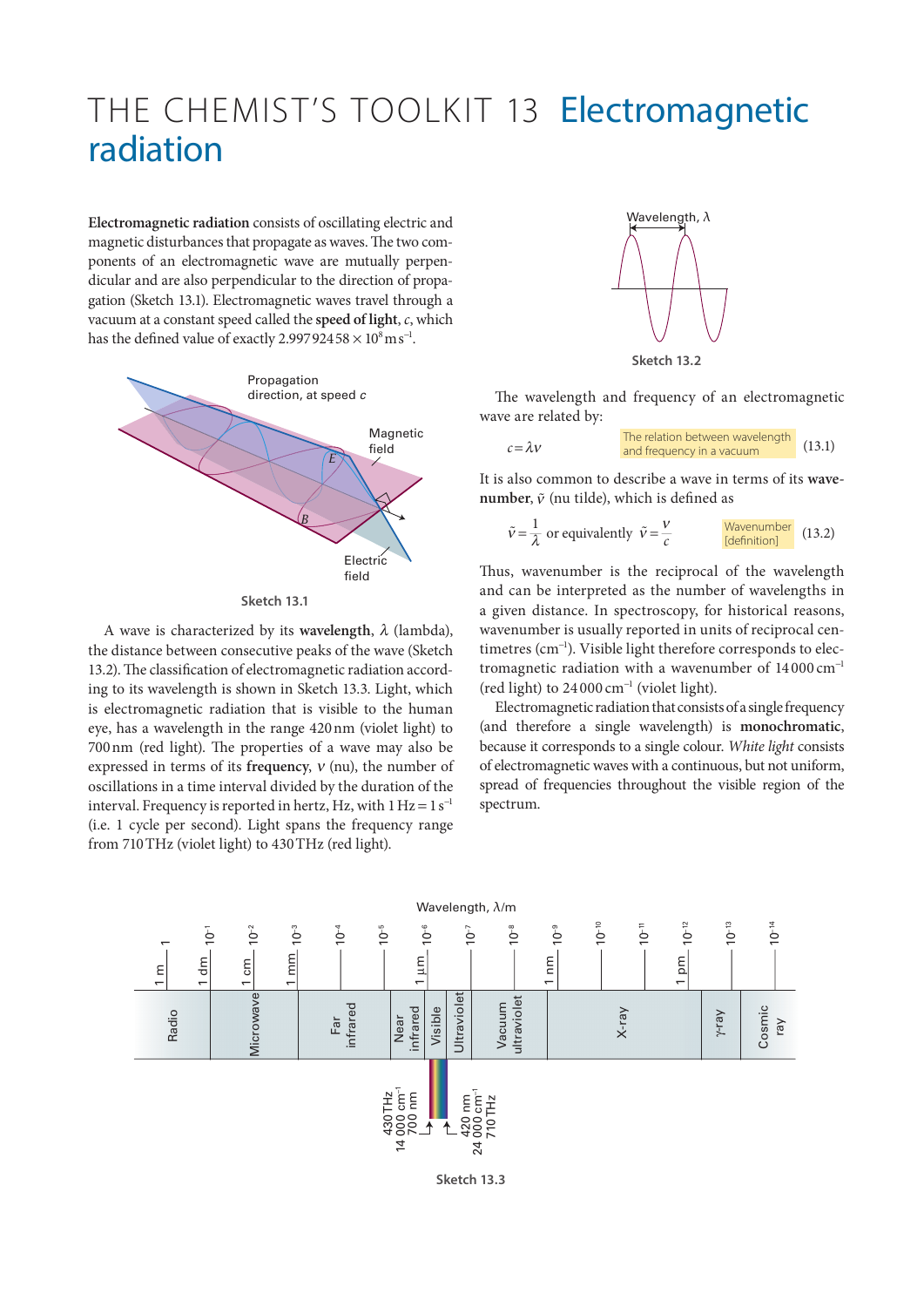# THE CHEMIST'S TOOLKIT 13 Electromagnetic radiation

**Electromagnetic radiation** consists of oscillating electric and magnetic disturbances that propagate as waves. The two components of an electromagnetic wave are mutually perpendicular and are also perpendicular to the direction of propagation (Sketch 13.1). Electromagnetic waves travel through a vacuum at a constant speed called the **speed of light**, $c$, which has the defined value of exactly $2.997\,924\,58 \times 10^{8}\,\mathrm{m\,s^{-1}}$.

Sketch 13.1

A wave is characterized by its **wavelength**, $\lambda$ (lambda), the distance between consecutive peaks of the wave (Sketch 13.2). The classification of electromagnetic radiation according to its wavelength is shown in Sketch 13.3. Light, which is electromagnetic radiation that is visible to the human eye, has a wavelength in the range 420 nm (violet light) to 700 nm (red light). The properties of a wave may also be expressed in terms of its **frequency**, $\nu$ (nu), the number of oscillations in a time interval divided by the duration of the interval. Frequency is reported in hertz, Hz, with $1\,\mathrm{Hz} = 1\,\mathrm{s^{-1}}$ (i.e. 1 cycle per second). Light spans the frequency range from 710 THz (violet light) to 430 THz (red light).

Sketch 13.2

The wavelength and frequency of an electromagnetic wave are related by:

$$c = \lambda\nu \qquad \text{The relation between wavelength and frequency in a vacuum} \qquad (13.1)$$

It is also common to describe a wave in terms of its **wavenumber**, $\tilde{\nu}$ (nu tilde), which is defined as

$$\tilde{\nu} = \frac{1}{\lambda} \text{ or equivalently } \tilde{\nu} = \frac{\nu}{c} \qquad \text{Wavenumber [definition]} \qquad (13.2)$$

Thus, wavenumber is the reciprocal of the wavelength and can be interpreted as the number of wavelengths in a given distance. In spectroscopy, for historical reasons, wavenumber is usually reported in units of reciprocal centimetres ($\mathrm{cm^{-1}}$). Visible light therefore corresponds to electromagnetic radiation with a wavenumber of $14\,000\,\mathrm{cm^{-1}}$ (red light) to $24\,000\,\mathrm{cm^{-1}}$ (violet light).

Electromagnetic radiation that consists of a single frequency (and therefore a single wavelength) is **monochromatic**, because it corresponds to a single colour. *White light* consists of electromagnetic waves with a continuous, but not uniform, spread of frequencies throughout the visible region of the spectrum.

Sketch 13.3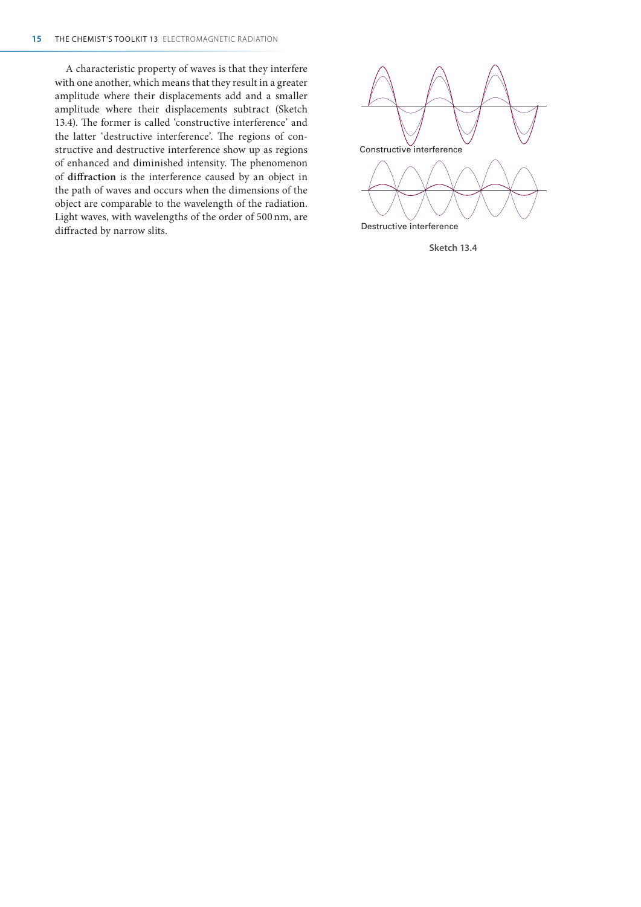A characteristic property of waves is that they interfere with one another, which means that they result in a greater amplitude where their displacements add and a smaller amplitude where their displacements subtract (Sketch 13.4). The former is called 'constructive interference' and the latter 'destructive interference'. The regions of constructive and destructive interference show up as regions of enhanced and diminished intensity. The phenomenon of **diffraction** is the interference caused by an object in the path of waves and occurs when the dimensions of the object are comparable to the wavelength of the radiation. Light waves, with wavelengths of the order of 500 nm, are diffracted by narrow slits.

Constructive interference

Destructive interference

**Sketch 13.4**